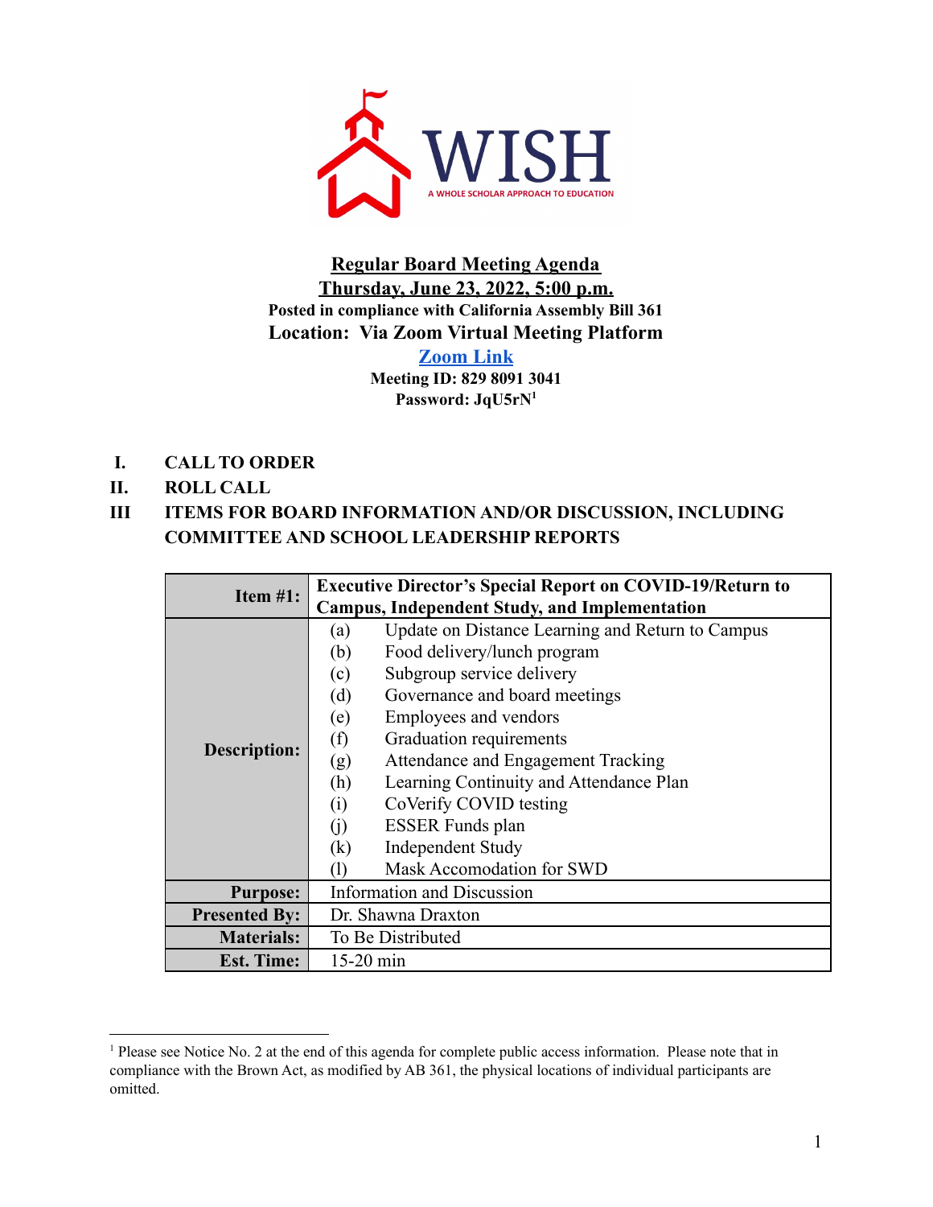WISH
A WHOLE SCHOLAR APPROACH TO EDUCATION

**Regular Board Meeting Agenda**
**Thursday, June 23, 2022, 5:00 p.m.**
**Posted in compliance with California Assembly Bill 361**
**Location: Via Zoom Virtual Meeting Platform**
**Zoom Link**
**Meeting ID: 829 8091 3041**
**Password: JqU5rN[1]**

- **I. CALL TO ORDER**
- **II. ROLL CALL**
- **III ITEMS FOR BOARD INFORMATION AND/OR DISCUSSION, INCLUDING COMMITTEE AND SCHOOL LEADERSHIP REPORTS**

| **Item #1:** | **Executive Director's Special Report on COVID-19/Return to Campus, Independent Study, and Implementation** |
|---|---|
| **Description:** | (a) Update on Distance Learning and Return to Campus<br>(b) Food delivery/lunch program<br>(c) Subgroup service delivery<br>(d) Governance and board meetings<br>(e) Employees and vendors<br>(f) Graduation requirements<br>(g) Attendance and Engagement Tracking<br>(h) Learning Continuity and Attendance Plan<br>(i) CoVerify COVID testing<br>(j) ESSER Funds plan<br>(k) Independent Study<br>(l) Mask Accomodation for SWD |
| **Purpose:** | Information and Discussion |
| **Presented By:** | Dr. Shawna Draxton |
| **Materials:** | To Be Distributed |
| **Est. Time:** | 15-20 min |

[1] Please see Notice No. 2 at the end of this agenda for complete public access information. Please note that in compliance with the Brown Act, as modified by AB 361, the physical locations of individual participants are omitted.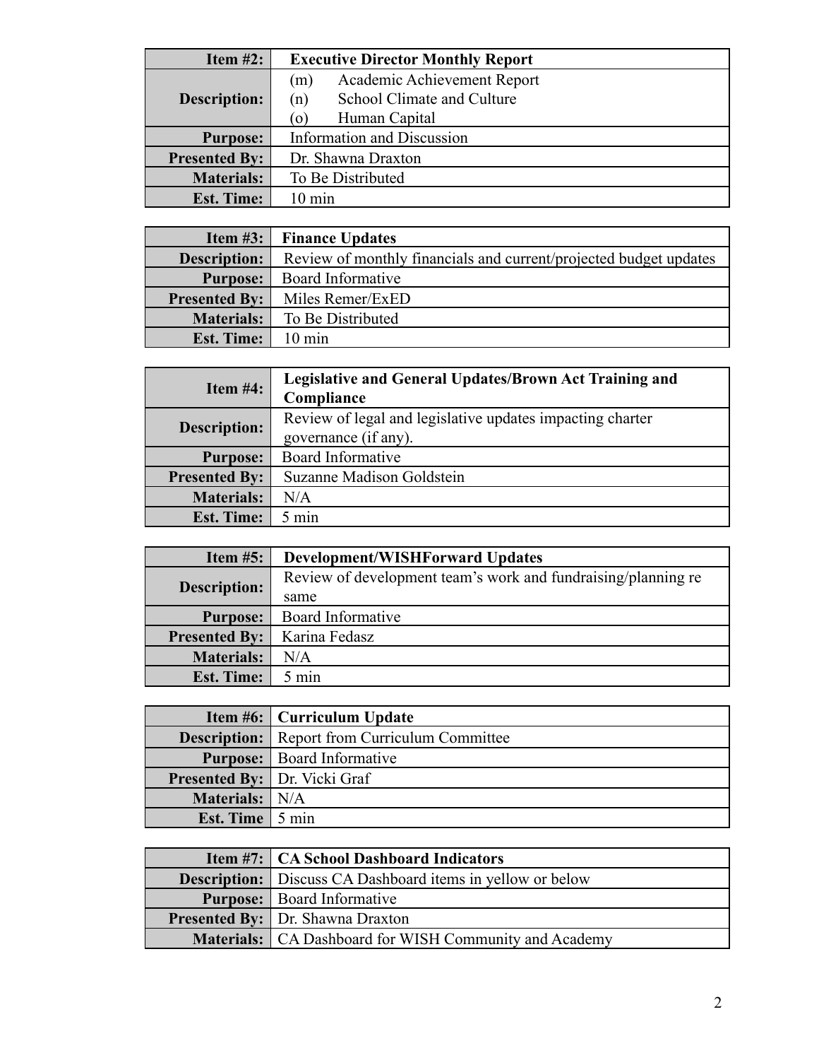| Item #2: | Executive Director Monthly Report |
|---|---|
| Description: | (m) Academic Achievement Report<br>(n) School Climate and Culture<br>(o) Human Capital |
| Purpose: | Information and Discussion |
| Presented By: | Dr. Shawna Draxton |
| Materials: | To Be Distributed |
| Est. Time: | 10 min |

| Item #3: | Finance Updates |
|---|---|
| Description: | Review of monthly financials and current/projected budget updates |
| Purpose: | Board Informative |
| Presented By: | Miles Remer/ExED |
| Materials: | To Be Distributed |
| Est. Time: | 10 min |

| Item #4: | Legislative and General Updates/Brown Act Training and Compliance |
|---|---|
| Description: | Review of legal and legislative updates impacting charter governance (if any). |
| Purpose: | Board Informative |
| Presented By: | Suzanne Madison Goldstein |
| Materials: | N/A |
| Est. Time: | 5 min |

| Item #5: | Development/WISHForward Updates |
|---|---|
| Description: | Review of development team's work and fundraising/planning re same |
| Purpose: | Board Informative |
| Presented By: | Karina Fedasz |
| Materials: | N/A |
| Est. Time: | 5 min |

| Item #6: | Curriculum Update |
|---|---|
| Description: | Report from Curriculum Committee |
| Purpose: | Board Informative |
| Presented By: | Dr. Vicki Graf |
| Materials: | N/A |
| Est. Time | 5 min |

| Item #7: | CA School Dashboard Indicators |
|---|---|
| Description: | Discuss CA Dashboard items in yellow or below |
| Purpose: | Board Informative |
| Presented By: | Dr. Shawna Draxton |
| Materials: | CA Dashboard for WISH Community and Academy |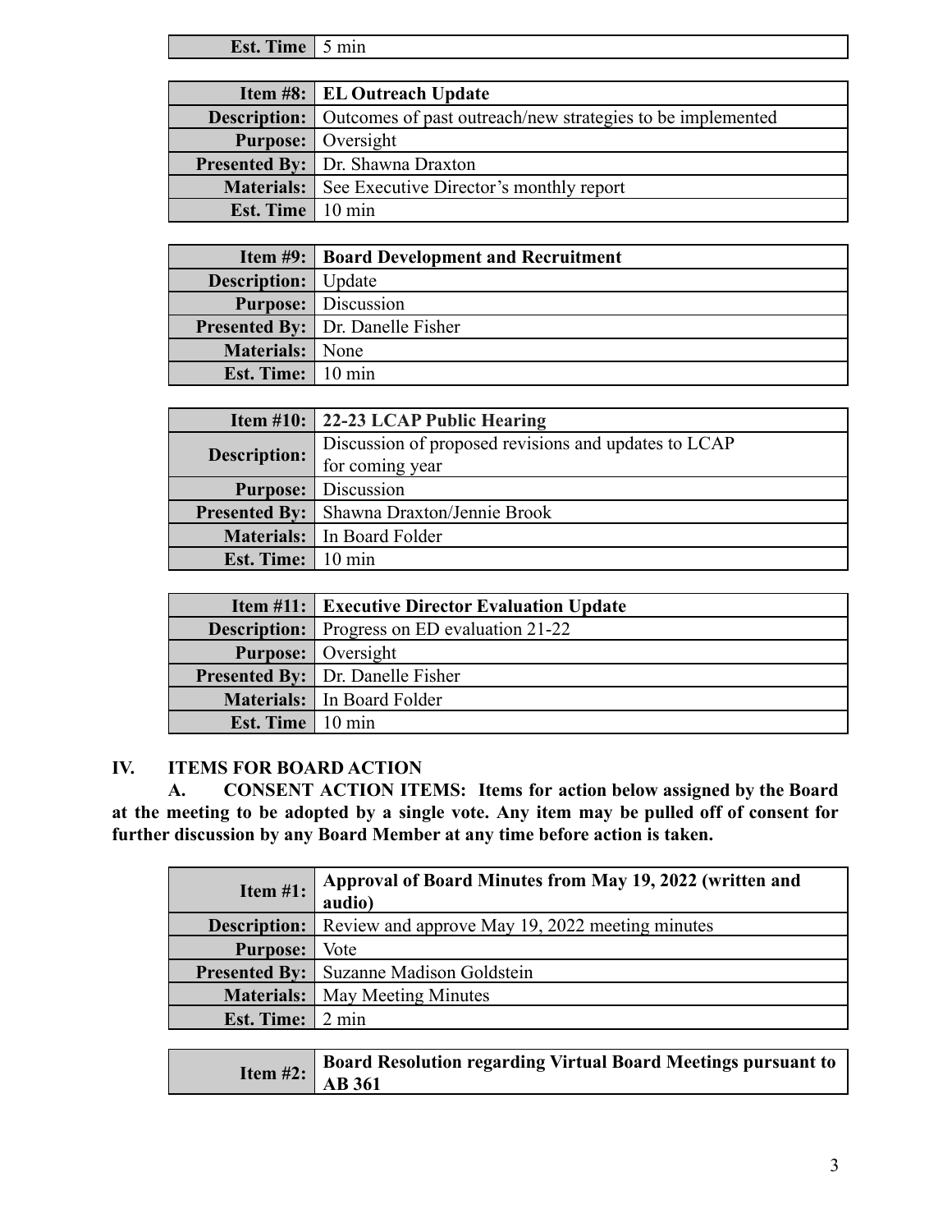| Est. Time | 5 min |
|---|---|

| Item #8: | EL Outreach Update |
|---|---|
| Description: | Outcomes of past outreach/new strategies to be implemented |
| Purpose: | Oversight |
| Presented By: | Dr. Shawna Draxton |
| Materials: | See Executive Director's monthly report |
| Est. Time | 10 min |

| Item #9: | Board Development and Recruitment |
|---|---|
| Description: | Update |
| Purpose: | Discussion |
| Presented By: | Dr. Danelle Fisher |
| Materials: | None |
| Est. Time: | 10 min |

| Item #10: | 22-23 LCAP Public Hearing |
|---|---|
| Description: | Discussion of proposed revisions and updates to LCAP for coming year |
| Purpose: | Discussion |
| Presented By: | Shawna Draxton/Jennie Brook |
| Materials: | In Board Folder |
| Est. Time: | 10 min |

| Item #11: | Executive Director Evaluation Update |
|---|---|
| Description: | Progress on ED evaluation 21-22 |
| Purpose: | Oversight |
| Presented By: | Dr. Danelle Fisher |
| Materials: | In Board Folder |
| Est. Time | 10 min |

## IV. ITEMS FOR BOARD ACTION

**A. CONSENT ACTION ITEMS: Items for action below assigned by the Board at the meeting to be adopted by a single vote. Any item may be pulled off of consent for further discussion by any Board Member at any time before action is taken.**

| Item #1: | Approval of Board Minutes from May 19, 2022 (written and audio) |
|---|---|
| Description: | Review and approve May 19, 2022 meeting minutes |
| Purpose: | Vote |
| Presented By: | Suzanne Madison Goldstein |
| Materials: | May Meeting Minutes |
| Est. Time: | 2 min |

| Item #2: | Board Resolution regarding Virtual Board Meetings pursuant to AB 361 |
|---|---|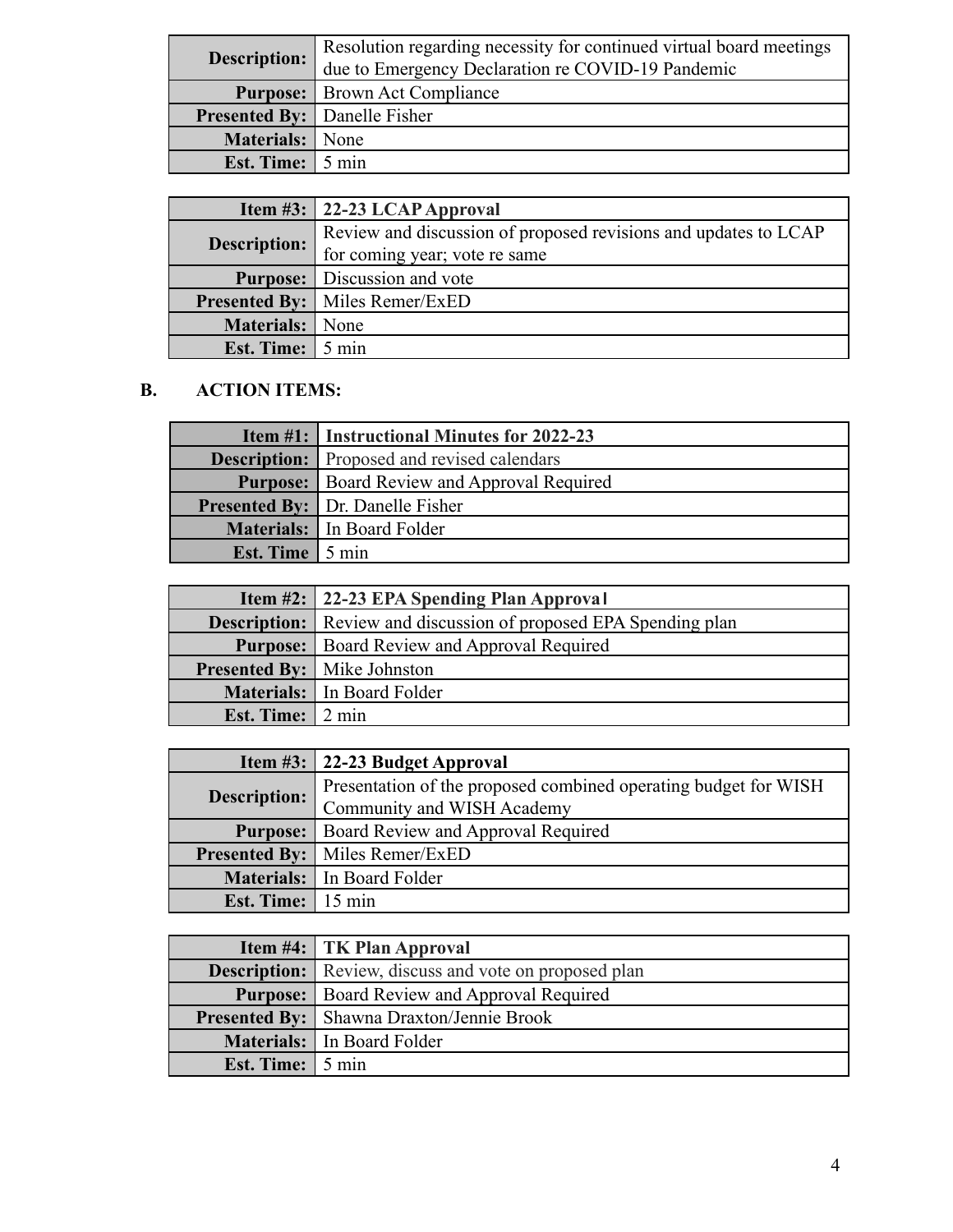| **Description:** | Resolution regarding necessity for continued virtual board meetings due to Emergency Declaration re COVID-19 Pandemic |
|---|---|
| **Purpose:** | Brown Act Compliance |
| **Presented By:** | Danelle Fisher |
| **Materials:** | None |
| **Est. Time:** | 5 min |

| **Item #3:** | **22-23 LCAP Approval** |
|---|---|
| **Description:** | Review and discussion of proposed revisions and updates to LCAP for coming year; vote re same |
| **Purpose:** | Discussion and vote |
| **Presented By:** | Miles Remer/ExED |
| **Materials:** | None |
| **Est. Time:** | 5 min |

## B. ACTION ITEMS:

| **Item #1:** | **Instructional Minutes for 2022-23** |
|---|---|
| **Description:** | Proposed and revised calendars |
| **Purpose:** | Board Review and Approval Required |
| **Presented By:** | Dr. Danelle Fisher |
| **Materials:** | In Board Folder |
| **Est. Time** | 5 min |

| **Item #2:** | **22-23 EPA Spending Plan Approval** |
|---|---|
| **Description:** | Review and discussion of proposed EPA Spending plan |
| **Purpose:** | Board Review and Approval Required |
| **Presented By:** | Mike Johnston |
| **Materials:** | In Board Folder |
| **Est. Time:** | 2 min |

| **Item #3:** | **22-23 Budget Approval** |
|---|---|
| **Description:** | Presentation of the proposed combined operating budget for WISH Community and WISH Academy |
| **Purpose:** | Board Review and Approval Required |
| **Presented By:** | Miles Remer/ExED |
| **Materials:** | In Board Folder |
| **Est. Time:** | 15 min |

| **Item #4:** | **TK Plan Approval** |
|---|---|
| **Description:** | Review, discuss and vote on proposed plan |
| **Purpose:** | Board Review and Approval Required |
| **Presented By:** | Shawna Draxton/Jennie Brook |
| **Materials:** | In Board Folder |
| **Est. Time:** | 5 min |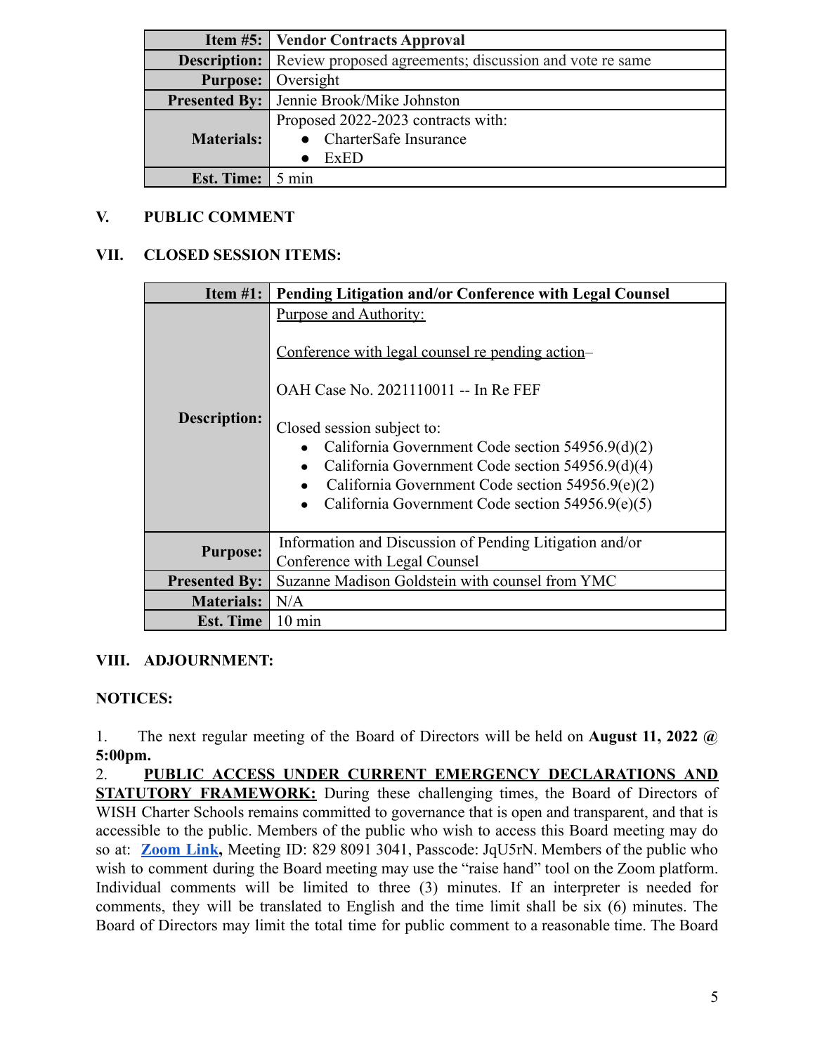| Item #5: | Vendor Contracts Approval |
|---|---|
| Description: | Review proposed agreements; discussion and vote re same |
| Purpose: | Oversight |
| Presented By: | Jennie Brook/Mike Johnston |
| Materials: | Proposed 2022-2023 contracts with:<br>● CharterSafe Insurance<br>● ExED |
| Est. Time: | 5 min |

## V. PUBLIC COMMENT

## VII. CLOSED SESSION ITEMS:

| Item #1: | Pending Litigation and/or Conference with Legal Counsel |
|---|---|
| Description: | Purpose and Authority:<br><br>Conference with legal counsel re pending action–<br><br>OAH Case No. 2021110011 -- In Re FEF<br><br>Closed session subject to:<br>● California Government Code section 54956.9(d)(2)<br>● California Government Code section 54956.9(d)(4)<br>● California Government Code section 54956.9(e)(2)<br>● California Government Code section 54956.9(e)(5) |
| Purpose: | Information and Discussion of Pending Litigation and/or Conference with Legal Counsel |
| Presented By: | Suzanne Madison Goldstein with counsel from YMC |
| Materials: | N/A |
| Est. Time | 10 min |

## VIII. ADJOURNMENT:

**NOTICES:**

1. The next regular meeting of the Board of Directors will be held on **August 11, 2022 @ 5:00pm.**

2. **PUBLIC ACCESS UNDER CURRENT EMERGENCY DECLARATIONS AND STATUTORY FRAMEWORK:** During these challenging times, the Board of Directors of WISH Charter Schools remains committed to governance that is open and transparent, and that is accessible to the public. Members of the public who wish to access this Board meeting may do so at: **Zoom Link,** Meeting ID: 829 8091 3041, Passcode: JqU5rN. Members of the public who wish to comment during the Board meeting may use the "raise hand" tool on the Zoom platform. Individual comments will be limited to three (3) minutes. If an interpreter is needed for comments, they will be translated to English and the time limit shall be six (6) minutes. The Board of Directors may limit the total time for public comment to a reasonable time. The Board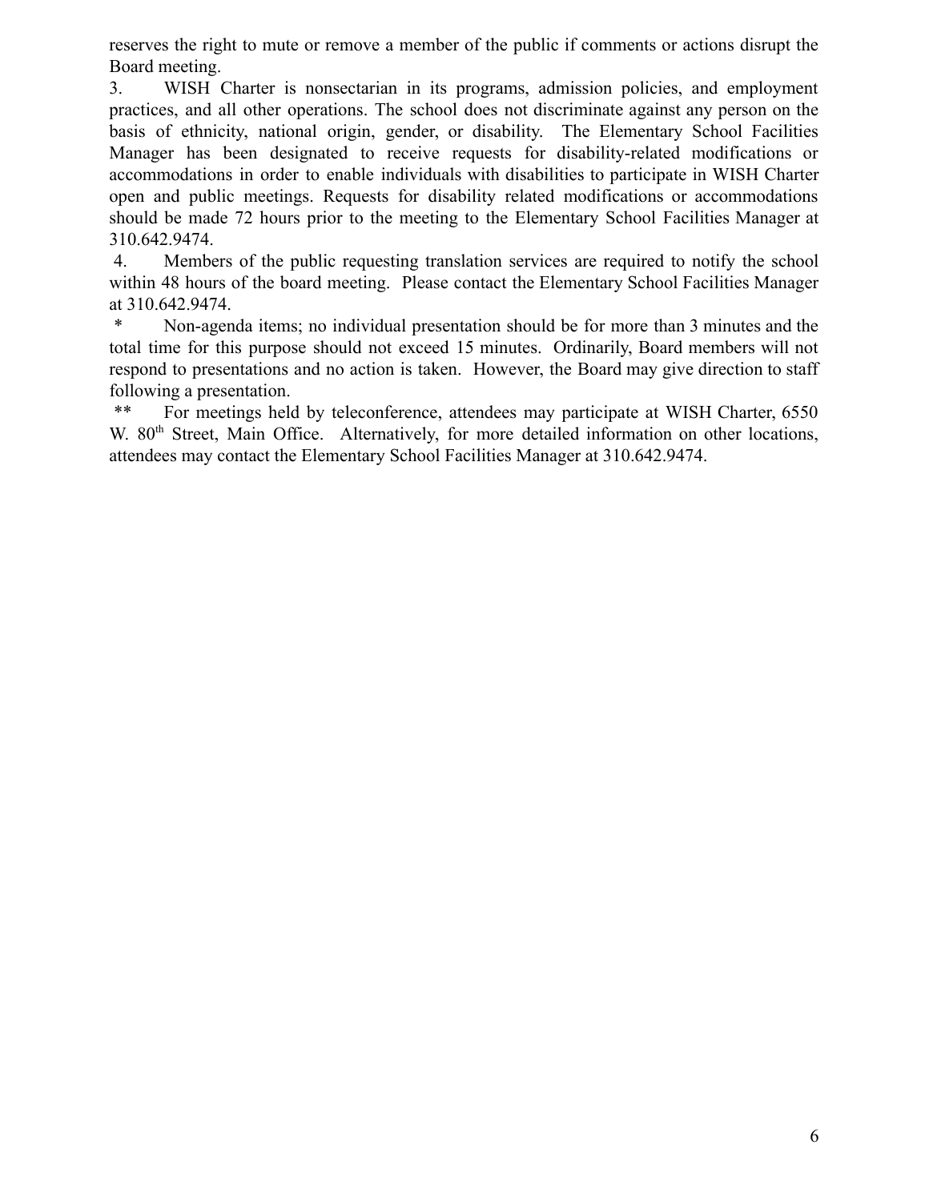reserves the right to mute or remove a member of the public if comments or actions disrupt the Board meeting.

3. WISH Charter is nonsectarian in its programs, admission policies, and employment practices, and all other operations. The school does not discriminate against any person on the basis of ethnicity, national origin, gender, or disability. The Elementary School Facilities Manager has been designated to receive requests for disability-related modifications or accommodations in order to enable individuals with disabilities to participate in WISH Charter open and public meetings. Requests for disability related modifications or accommodations should be made 72 hours prior to the meeting to the Elementary School Facilities Manager at 310.642.9474.

4. Members of the public requesting translation services are required to notify the school within 48 hours of the board meeting. Please contact the Elementary School Facilities Manager at 310.642.9474.

\* Non-agenda items; no individual presentation should be for more than 3 minutes and the total time for this purpose should not exceed 15 minutes. Ordinarily, Board members will not respond to presentations and no action is taken. However, the Board may give direction to staff following a presentation.

\*\* For meetings held by teleconference, attendees may participate at WISH Charter, 6550 W. 80th Street, Main Office. Alternatively, for more detailed information on other locations, attendees may contact the Elementary School Facilities Manager at 310.642.9474.